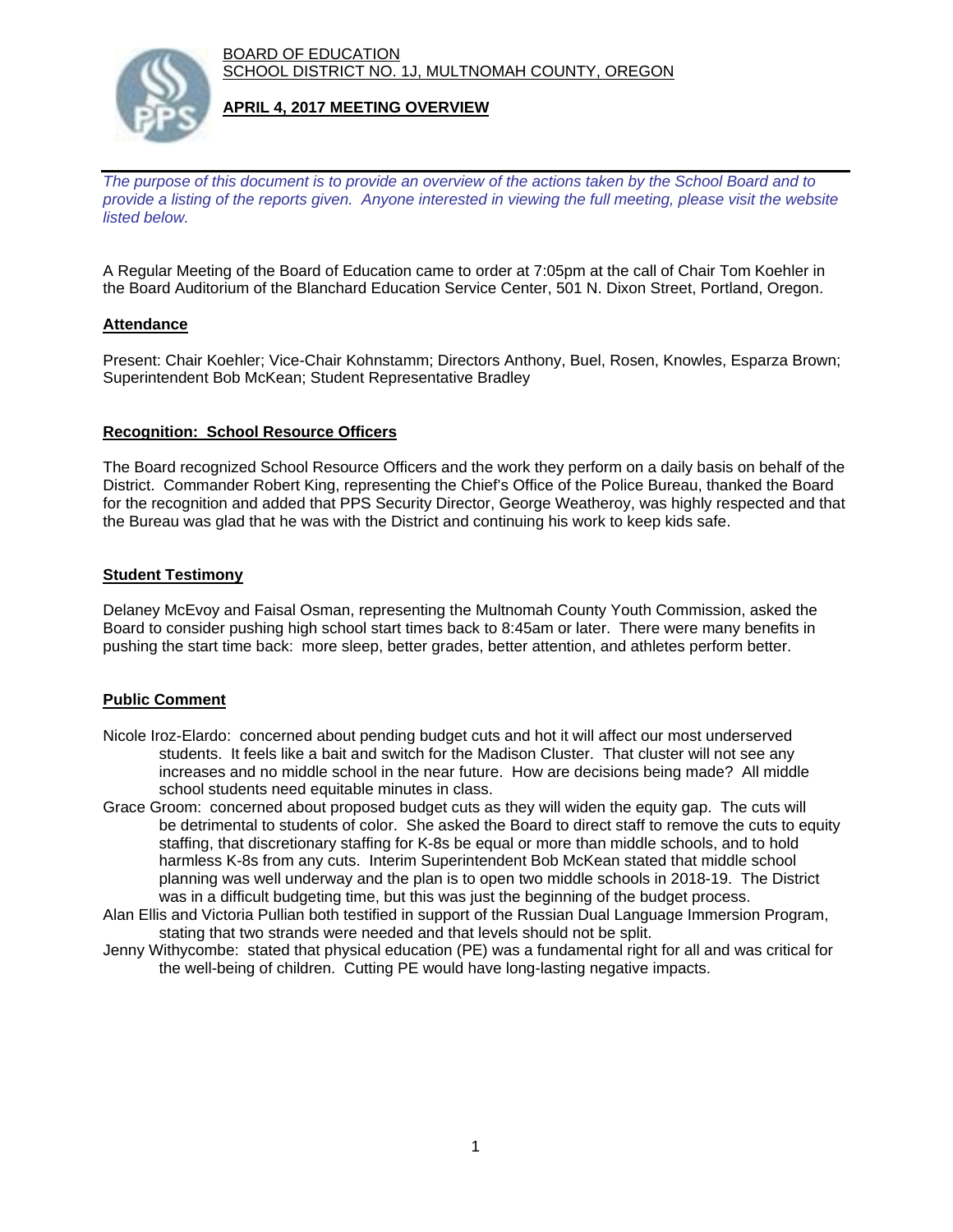BOARD OF EDUCATION
SCHOOL DISTRICT NO. 1J, MULTNOMAH COUNTY, OREGON

**APRIL 4, 2017 MEETING OVERVIEW**

*The purpose of this document is to provide an overview of the actions taken by the School Board and to provide a listing of the reports given. Anyone interested in viewing the full meeting, please visit the website listed below.*

A Regular Meeting of the Board of Education came to order at 7:05pm at the call of Chair Tom Koehler in the Board Auditorium of the Blanchard Education Service Center, 501 N. Dixon Street, Portland, Oregon.

## Attendance

Present: Chair Koehler; Vice-Chair Kohnstamm; Directors Anthony, Buel, Rosen, Knowles, Esparza Brown; Superintendent Bob McKean; Student Representative Bradley

## Recognition: School Resource Officers

The Board recognized School Resource Officers and the work they perform on a daily basis on behalf of the District. Commander Robert King, representing the Chief's Office of the Police Bureau, thanked the Board for the recognition and added that PPS Security Director, George Weatheroy, was highly respected and that the Bureau was glad that he was with the District and continuing his work to keep kids safe.

## Student Testimony

Delaney McEvoy and Faisal Osman, representing the Multnomah County Youth Commission, asked the Board to consider pushing high school start times back to 8:45am or later. There were many benefits in pushing the start time back: more sleep, better grades, better attention, and athletes perform better.

## Public Comment

Nicole Iroz-Elardo: concerned about pending budget cuts and hot it will affect our most underserved students. It feels like a bait and switch for the Madison Cluster. That cluster will not see any increases and no middle school in the near future. How are decisions being made? All middle school students need equitable minutes in class.

Grace Groom: concerned about proposed budget cuts as they will widen the equity gap. The cuts will be detrimental to students of color. She asked the Board to direct staff to remove the cuts to equity staffing, that discretionary staffing for K-8s be equal or more than middle schools, and to hold harmless K-8s from any cuts. Interim Superintendent Bob McKean stated that middle school planning was well underway and the plan is to open two middle schools in 2018-19. The District was in a difficult budgeting time, but this was just the beginning of the budget process.

Alan Ellis and Victoria Pullian both testified in support of the Russian Dual Language Immersion Program, stating that two strands were needed and that levels should not be split.

Jenny Withycombe: stated that physical education (PE) was a fundamental right for all and was critical for the well-being of children. Cutting PE would have long-lasting negative impacts.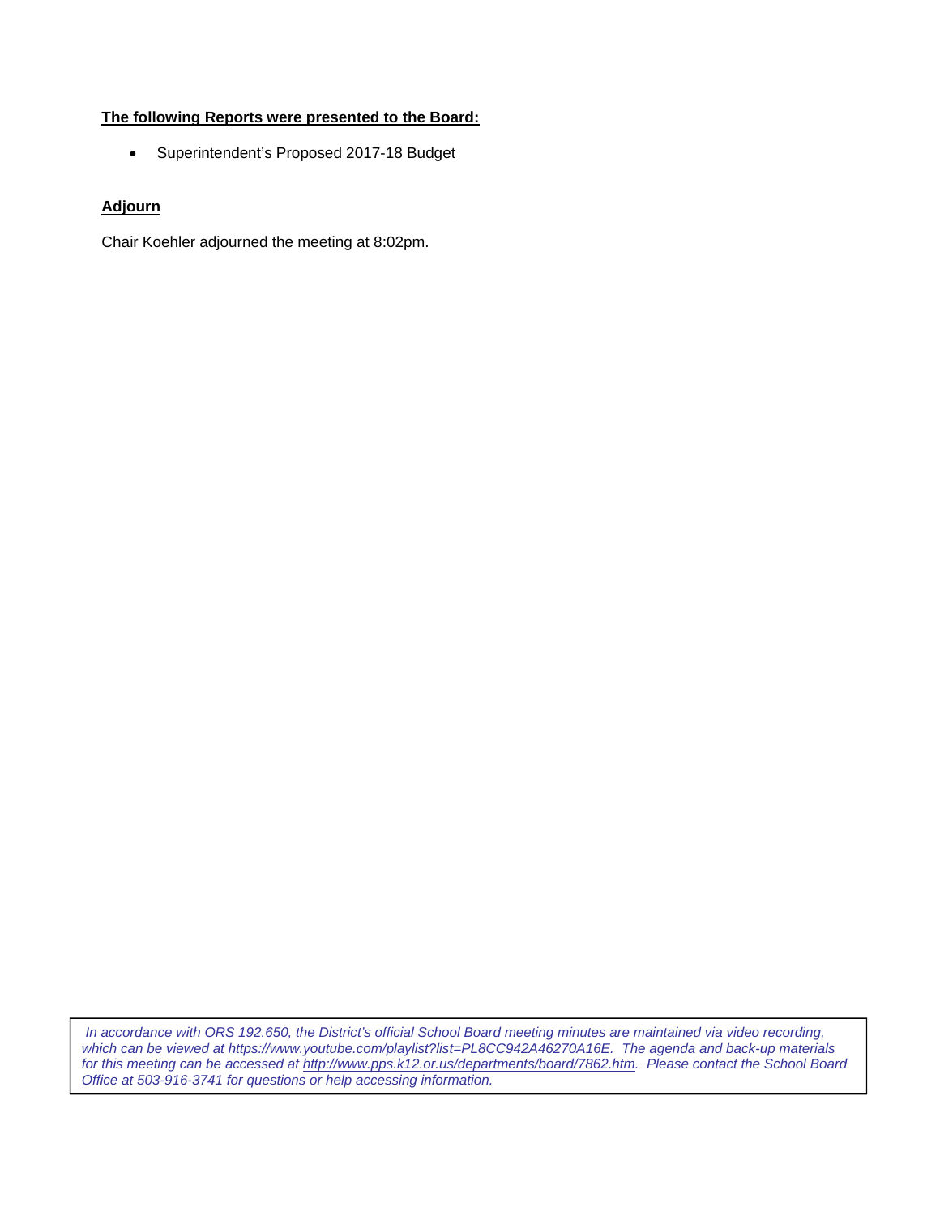**The following Reports were presented to the Board:**

- Superintendent's Proposed 2017-18 Budget

**Adjourn**

Chair Koehler adjourned the meeting at 8:02pm.

*In accordance with ORS 192.650, the District's official School Board meeting minutes are maintained via video recording, which can be viewed at https://www.youtube.com/playlist?list=PL8CC942A46270A16E. The agenda and back-up materials for this meeting can be accessed at http://www.pps.k12.or.us/departments/board/7862.htm. Please contact the School Board Office at 503-916-3741 for questions or help accessing information.*